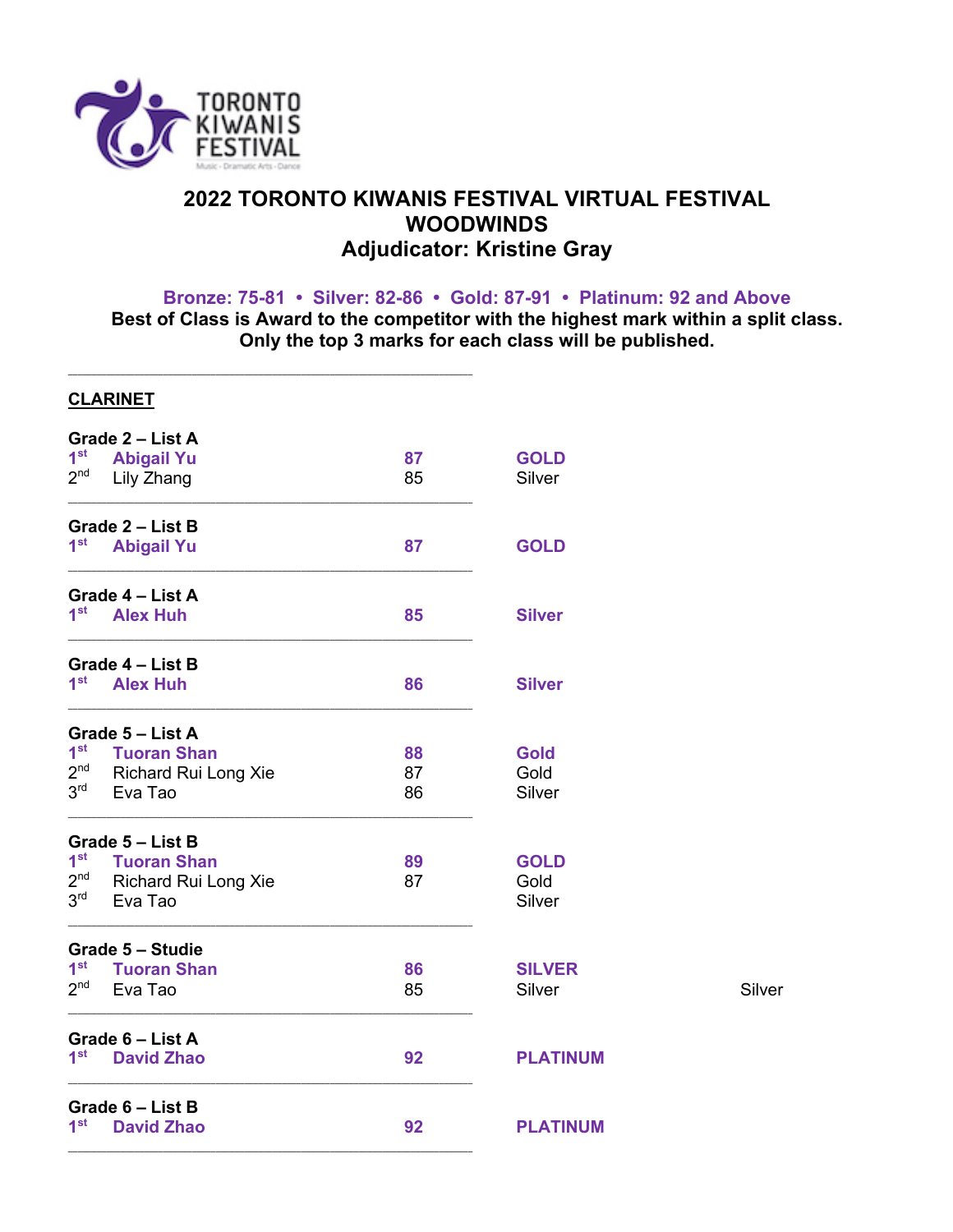TORONTO KIWANIS FESTIVAL
Music · Dramatic Arts · Dance

# 2022 TORONTO KIWANIS FESTIVAL VIRTUAL FESTIVAL
# WOODWINDS
## Adjudicator: Kristine Gray

**Bronze: 75-81 • Silver: 82-86 • Gold: 87-91 • Platinum: 92 and Above**

**Best of Class is Award to the competitor with the highest mark within a split class.**
**Only the top 3 marks for each class will be published.**

---

### CLARINET

**Grade 2 – List A**

| | | | |
|---|---|---|---|
| **1st** | **Abigail Yu** | **87** | **GOLD** |
| 2nd | Lily Zhang | 85 | Silver |

**Grade 2 – List B**

| | | | |
|---|---|---|---|
| **1st** | **Abigail Yu** | **87** | **GOLD** |

**Grade 4 – List A**

| | | | |
|---|---|---|---|
| **1st** | **Alex Huh** | **85** | **Silver** |

**Grade 4 – List B**

| | | | |
|---|---|---|---|
| **1st** | **Alex Huh** | **86** | **Silver** |

**Grade 5 – List A**

| | | | |
|---|---|---|---|
| **1st** | **Tuoran Shan** | **88** | **Gold** |
| 2nd | Richard Rui Long Xie | 87 | Gold |
| 3rd | Eva Tao | 86 | Silver |

**Grade 5 – List B**

| | | | |
|---|---|---|---|
| **1st** | **Tuoran Shan** | **89** | **GOLD** |
| 2nd | Richard Rui Long Xie | 87 | Gold |
| 3rd | Eva Tao | | Silver |

**Grade 5 – Studie**

| | | | | |
|---|---|---|---|---|
| **1st** | **Tuoran Shan** | **86** | **SILVER** | |
| 2nd | Eva Tao | 85 | Silver | Silver |

**Grade 6 – List A**

| | | | |
|---|---|---|---|
| **1st** | **David Zhao** | **92** | **PLATINUM** |

**Grade 6 – List B**

| | | | |
|---|---|---|---|
| **1st** | **David Zhao** | **92** | **PLATINUM** |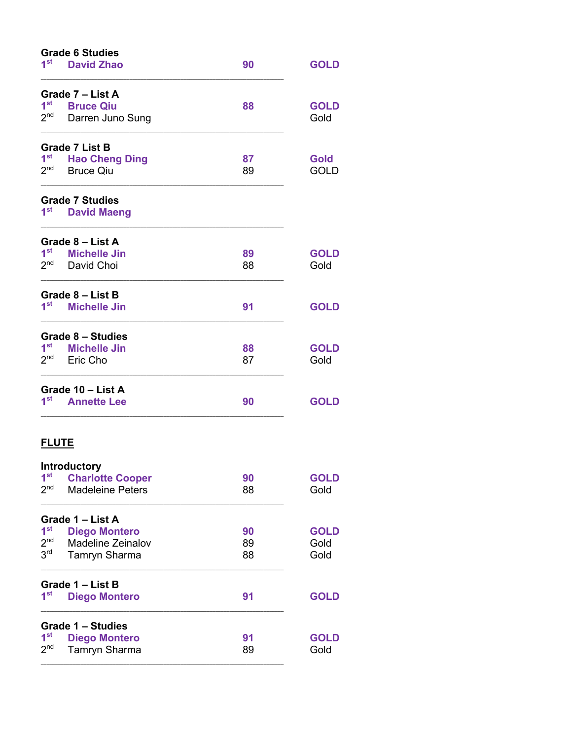**Grade 6 Studies**

| | | | |
|---|---|---|---|
| **1st** | **David Zhao** | **90** | **GOLD** |

---

**Grade 7 – List A**

| | | | |
|---|---|---|---|
| **1st** | **Bruce Qiu** | **88** | **GOLD** |
| 2nd | Darren Juno Sung | | Gold |

---

**Grade 7 List B**

| | | | |
|---|---|---|---|
| **1st** | **Hao Cheng Ding** | **87** | **Gold** |
| 2nd | Bruce Qiu | 89 | GOLD |

---

**Grade 7 Studies**

| | | | |
|---|---|---|---|
| **1st** | **David Maeng** | | |

---

**Grade 8 – List A**

| | | | |
|---|---|---|---|
| **1st** | **Michelle Jin** | **89** | **GOLD** |
| 2nd | David Choi | 88 | Gold |

---

**Grade 8 – List B**

| | | | |
|---|---|---|---|
| **1st** | **Michelle Jin** | **91** | **GOLD** |

---

**Grade 8 – Studies**

| | | | |
|---|---|---|---|
| **1st** | **Michelle Jin** | **88** | **GOLD** |
| 2nd | Eric Cho | 87 | Gold |

---

**Grade 10 – List A**

| | | | |
|---|---|---|---|
| **1st** | **Annette Lee** | **90** | **GOLD** |

---

## FLUTE

**Introductory**

| | | | |
|---|---|---|---|
| **1st** | **Charlotte Cooper** | **90** | **GOLD** |
| 2nd | Madeleine Peters | 88 | Gold |

---

**Grade 1 – List A**

| | | | |
|---|---|---|---|
| **1st** | **Diego Montero** | **90** | **GOLD** |
| 2nd | Madeline Zeinalov | 89 | Gold |
| 3rd | Tamryn Sharma | 88 | Gold |

---

**Grade 1 – List B**

| | | | |
|---|---|---|---|
| **1st** | **Diego Montero** | **91** | **GOLD** |

---

**Grade 1 – Studies**

| | | | |
|---|---|---|---|
| **1st** | **Diego Montero** | **91** | **GOLD** |
| 2nd | Tamryn Sharma | 89 | Gold |

---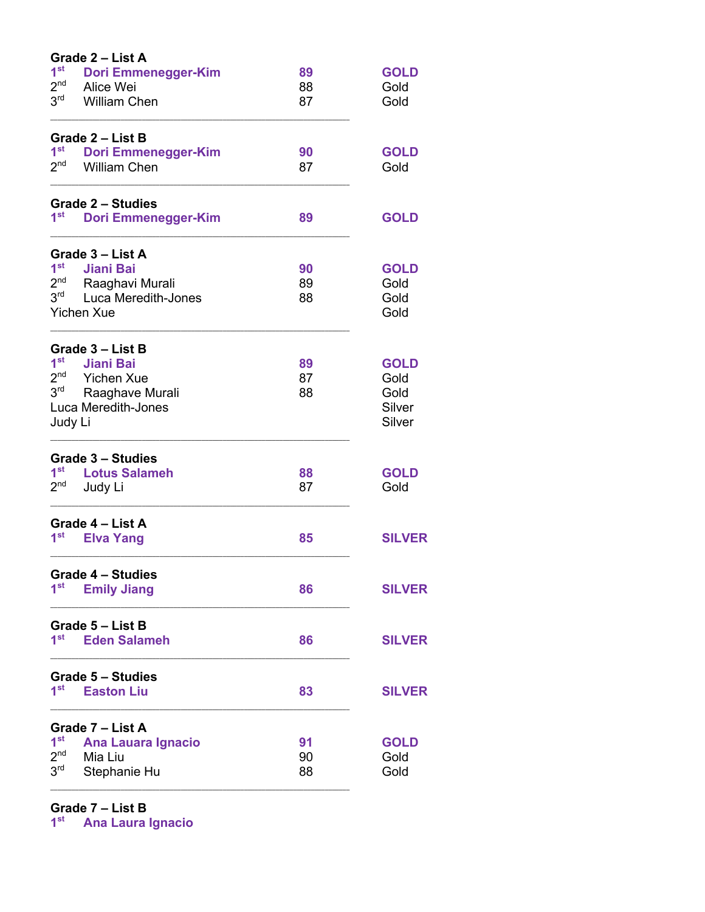**Grade 2 – List A**

| | | | |
|---|---|---|---|
| **1st** | **Dori Emmenegger-Kim** | **89** | **GOLD** |
| 2nd | Alice Wei | 88 | Gold |
| 3rd | William Chen | 87 | Gold |

---

**Grade 2 – List B**

| | | | |
|---|---|---|---|
| **1st** | **Dori Emmenegger-Kim** | **90** | **GOLD** |
| 2nd | William Chen | 87 | Gold |

---

**Grade 2 – Studies**

| | | | |
|---|---|---|---|
| **1st** | **Dori Emmenegger-Kim** | **89** | **GOLD** |

---

**Grade 3 – List A**

| | | | |
|---|---|---|---|
| **1st** | **Jiani Bai** | **90** | **GOLD** |
| 2nd | Raaghavi Murali | 89 | Gold |
| 3rd | Luca Meredith-Jones | 88 | Gold |
| Yichen Xue | | | Gold |

---

**Grade 3 – List B**

| | | | |
|---|---|---|---|
| **1st** | **Jiani Bai** | **89** | **GOLD** |
| 2nd | Yichen Xue | 87 | Gold |
| 3rd | Raaghave Murali | 88 | Gold |
| Luca Meredith-Jones | | | Silver |
| Judy Li | | | Silver |

---

**Grade 3 – Studies**

| | | | |
|---|---|---|---|
| **1st** | **Lotus Salameh** | **88** | **GOLD** |
| 2nd | Judy Li | 87 | Gold |

---

**Grade 4 – List A**

| | | | |
|---|---|---|---|
| **1st** | **Elva Yang** | **85** | **SILVER** |

---

**Grade 4 – Studies**

| | | | |
|---|---|---|---|
| **1st** | **Emily Jiang** | **86** | **SILVER** |

---

**Grade 5 – List B**

| | | | |
|---|---|---|---|
| **1st** | **Eden Salameh** | **86** | **SILVER** |

---

**Grade 5 – Studies**

| | | | |
|---|---|---|---|
| **1st** | **Easton Liu** | **83** | **SILVER** |

---

**Grade 7 – List A**

| | | | |
|---|---|---|---|
| **1st** | **Ana Lauara Ignacio** | **91** | **GOLD** |
| 2nd | Mia Liu | 90 | Gold |
| 3rd | Stephanie Hu | 88 | Gold |

---

**Grade 7 – List B**

**1st** **Ana Laura Ignacio**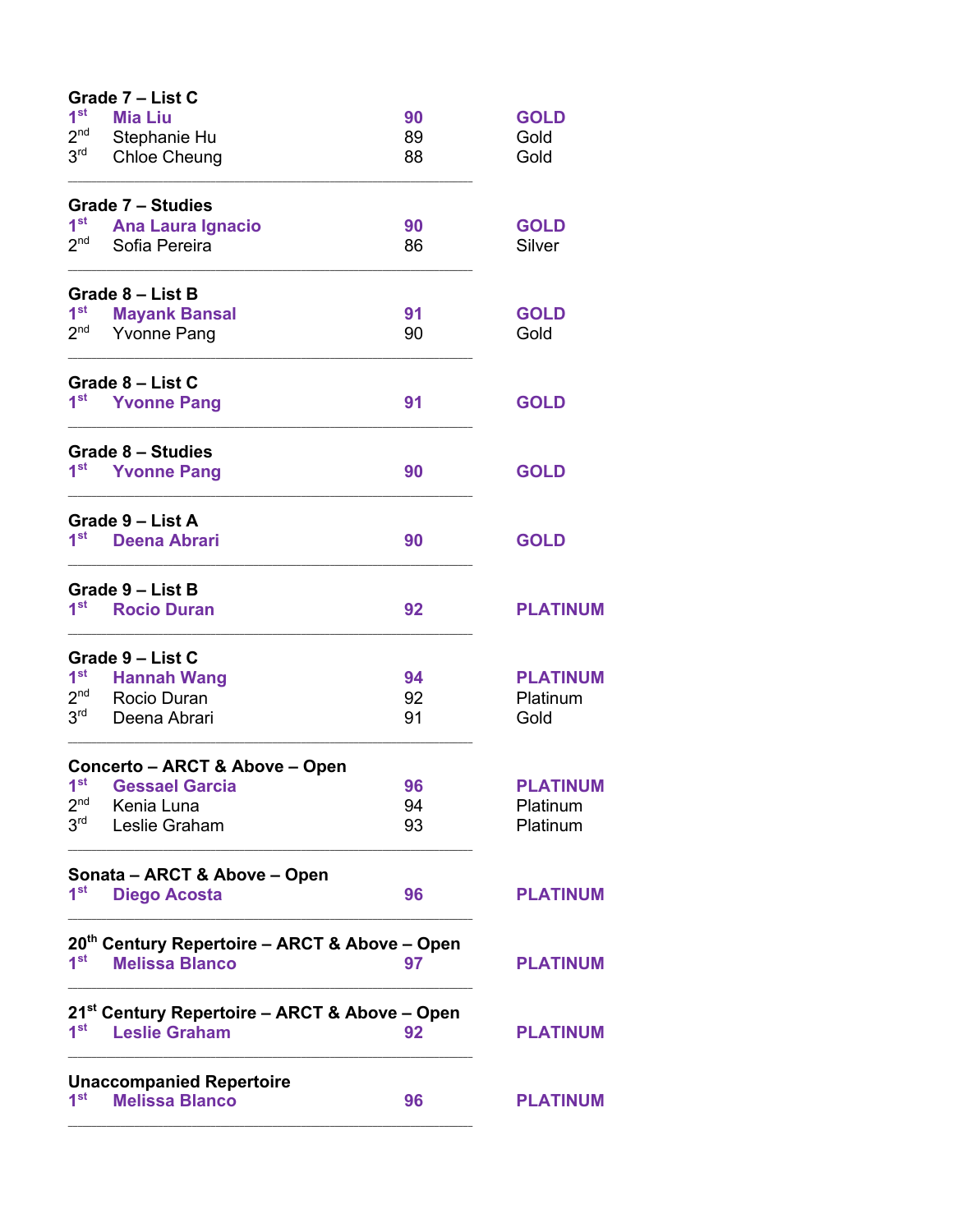**Grade 7 – List C**

| | | | |
|---|---|---|---|
| **1st** | **Mia Liu** | **90** | **GOLD** |
| 2nd | Stephanie Hu | 89 | Gold |
| 3rd | Chloe Cheung | 88 | Gold |

**Grade 7 – Studies**

| | | | |
|---|---|---|---|
| **1st** | **Ana Laura Ignacio** | **90** | **GOLD** |
| 2nd | Sofia Pereira | 86 | Silver |

**Grade 8 – List B**

| | | | |
|---|---|---|---|
| **1st** | **Mayank Bansal** | **91** | **GOLD** |
| 2nd | Yvonne Pang | 90 | Gold |

**Grade 8 – List C**

| | | | |
|---|---|---|---|
| **1st** | **Yvonne Pang** | **91** | **GOLD** |

**Grade 8 – Studies**

| | | | |
|---|---|---|---|
| **1st** | **Yvonne Pang** | **90** | **GOLD** |

**Grade 9 – List A**

| | | | |
|---|---|---|---|
| **1st** | **Deena Abrari** | **90** | **GOLD** |

**Grade 9 – List B**

| | | | |
|---|---|---|---|
| **1st** | **Rocio Duran** | **92** | **PLATINUM** |

**Grade 9 – List C**

| | | | |
|---|---|---|---|
| **1st** | **Hannah Wang** | **94** | **PLATINUM** |
| 2nd | Rocio Duran | 92 | Platinum |
| 3rd | Deena Abrari | 91 | Gold |

**Concerto – ARCT & Above – Open**

| | | | |
|---|---|---|---|
| **1st** | **Gessael Garcia** | **96** | **PLATINUM** |
| 2nd | Kenia Luna | 94 | Platinum |
| 3rd | Leslie Graham | 93 | Platinum |

**Sonata – ARCT & Above – Open**

| | | | |
|---|---|---|---|
| **1st** | **Diego Acosta** | **96** | **PLATINUM** |

**20th Century Repertoire – ARCT & Above – Open**

| | | | |
|---|---|---|---|
| **1st** | **Melissa Blanco** | **97** | **PLATINUM** |

**21st Century Repertoire – ARCT & Above – Open**

| | | | |
|---|---|---|---|
| **1st** | **Leslie Graham** | **92** | **PLATINUM** |

**Unaccompanied Repertoire**

| | | | |
|---|---|---|---|
| **1st** | **Melissa Blanco** | **96** | **PLATINUM** |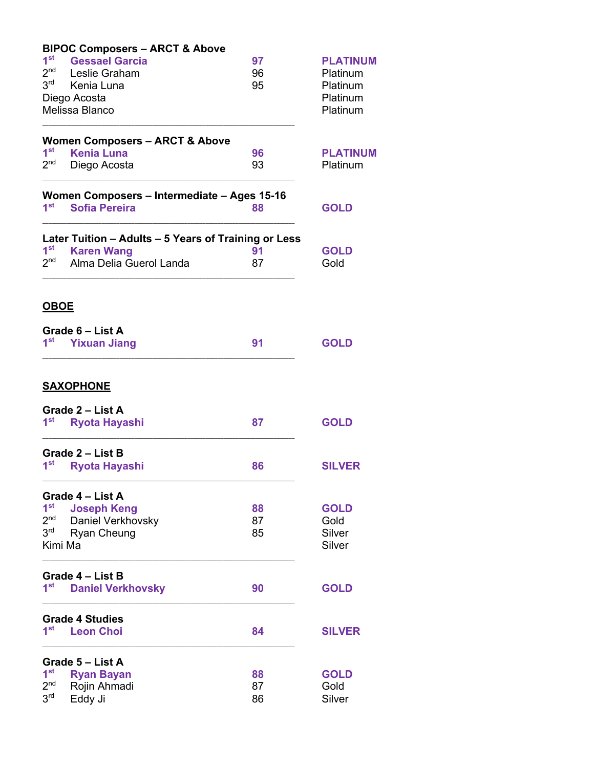**BIPOC Composers – ARCT & Above**

| Place | Name | Mark | Award |
|---|---|---|---|
| 1st | **Gessael Garcia** | **97** | **PLATINUM** |
| 2nd | Leslie Graham | 96 | Platinum |
| 3rd | Kenia Luna | 95 | Platinum |
| | Diego Acosta | | Platinum |
| | Melissa Blanco | | Platinum |

---

**Women Composers – ARCT & Above**

| Place | Name | Mark | Award |
|---|---|---|---|
| 1st | **Kenia Luna** | **96** | **PLATINUM** |
| 2nd | Diego Acosta | 93 | Platinum |

---

**Women Composers – Intermediate – Ages 15-16**

| Place | Name | Mark | Award |
|---|---|---|---|
| 1st | **Sofia Pereira** | **88** | **GOLD** |

---

**Later Tuition – Adults – 5 Years of Training or Less**

| Place | Name | Mark | Award |
|---|---|---|---|
| 1st | **Karen Wang** | **91** | **GOLD** |
| 2nd | Alma Delia Guerol Landa | 87 | Gold |

---

## OBOE

**Grade 6 – List A**

| Place | Name | Mark | Award |
|---|---|---|---|
| 1st | **Yixuan Jiang** | **91** | **GOLD** |

---

## SAXOPHONE

**Grade 2 – List A**

| Place | Name | Mark | Award |
|---|---|---|---|
| 1st | **Ryota Hayashi** | **87** | **GOLD** |

---

**Grade 2 – List B**

| Place | Name | Mark | Award |
|---|---|---|---|
| 1st | **Ryota Hayashi** | **86** | **SILVER** |

---

**Grade 4 – List A**

| Place | Name | Mark | Award |
|---|---|---|---|
| 1st | **Joseph Keng** | **88** | **GOLD** |
| 2nd | Daniel Verkhovsky | 87 | Gold |
| 3rd | Ryan Cheung | 85 | Silver |
| | Kimi Ma | | Silver |

---

**Grade 4 – List B**

| Place | Name | Mark | Award |
|---|---|---|---|
| 1st | **Daniel Verkhovsky** | **90** | **GOLD** |

---

**Grade 4 Studies**

| Place | Name | Mark | Award |
|---|---|---|---|
| 1st | **Leon Choi** | **84** | **SILVER** |

---

**Grade 5 – List A**

| Place | Name | Mark | Award |
|---|---|---|---|
| 1st | **Ryan Bayan** | **88** | **GOLD** |
| 2nd | Rojin Ahmadi | 87 | Gold |
| 3rd | Eddy Ji | 86 | Silver |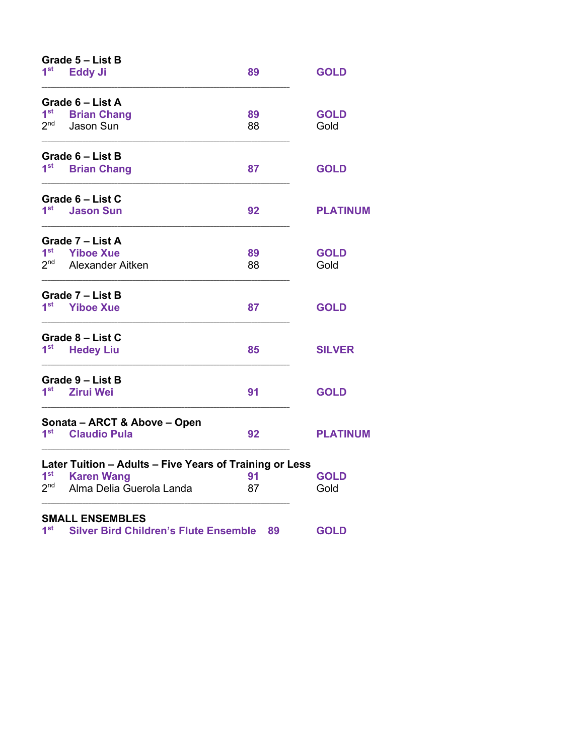**Grade 5 – List B**

| | | | |
|---|---|---|---|
| **1st** | **Eddy Ji** | **89** | **GOLD** |

---

**Grade 6 – List A**

| | | | |
|---|---|---|---|
| **1st** | **Brian Chang** | **89** | **GOLD** |
| 2nd | Jason Sun | 88 | Gold |

---

**Grade 6 – List B**

| | | | |
|---|---|---|---|
| **1st** | **Brian Chang** | **87** | **GOLD** |

---

**Grade 6 – List C**

| | | | |
|---|---|---|---|
| **1st** | **Jason Sun** | **92** | **PLATINUM** |

---

**Grade 7 – List A**

| | | | |
|---|---|---|---|
| **1st** | **Yiboe Xue** | **89** | **GOLD** |
| 2nd | Alexander Aitken | 88 | Gold |

---

**Grade 7 – List B**

| | | | |
|---|---|---|---|
| **1st** | **Yiboe Xue** | **87** | **GOLD** |

---

**Grade 8 – List C**

| | | | |
|---|---|---|---|
| **1st** | **Hedey Liu** | **85** | **SILVER** |

---

**Grade 9 – List B**

| | | | |
|---|---|---|---|
| **1st** | **Zirui Wei** | **91** | **GOLD** |

---

**Sonata – ARCT & Above – Open**

| | | | |
|---|---|---|---|
| **1st** | **Claudio Pula** | **92** | **PLATINUM** |

---

**Later Tuition – Adults – Five Years of Training or Less**

| | | | |
|---|---|---|---|
| **1st** | **Karen Wang** | **91** | **GOLD** |
| 2nd | Alma Delia Guerola Landa | 87 | Gold |

---

**SMALL ENSEMBLES**

| | | | |
|---|---|---|---|
| **1st** | **Silver Bird Children's Flute Ensemble** | **89** | **GOLD** |